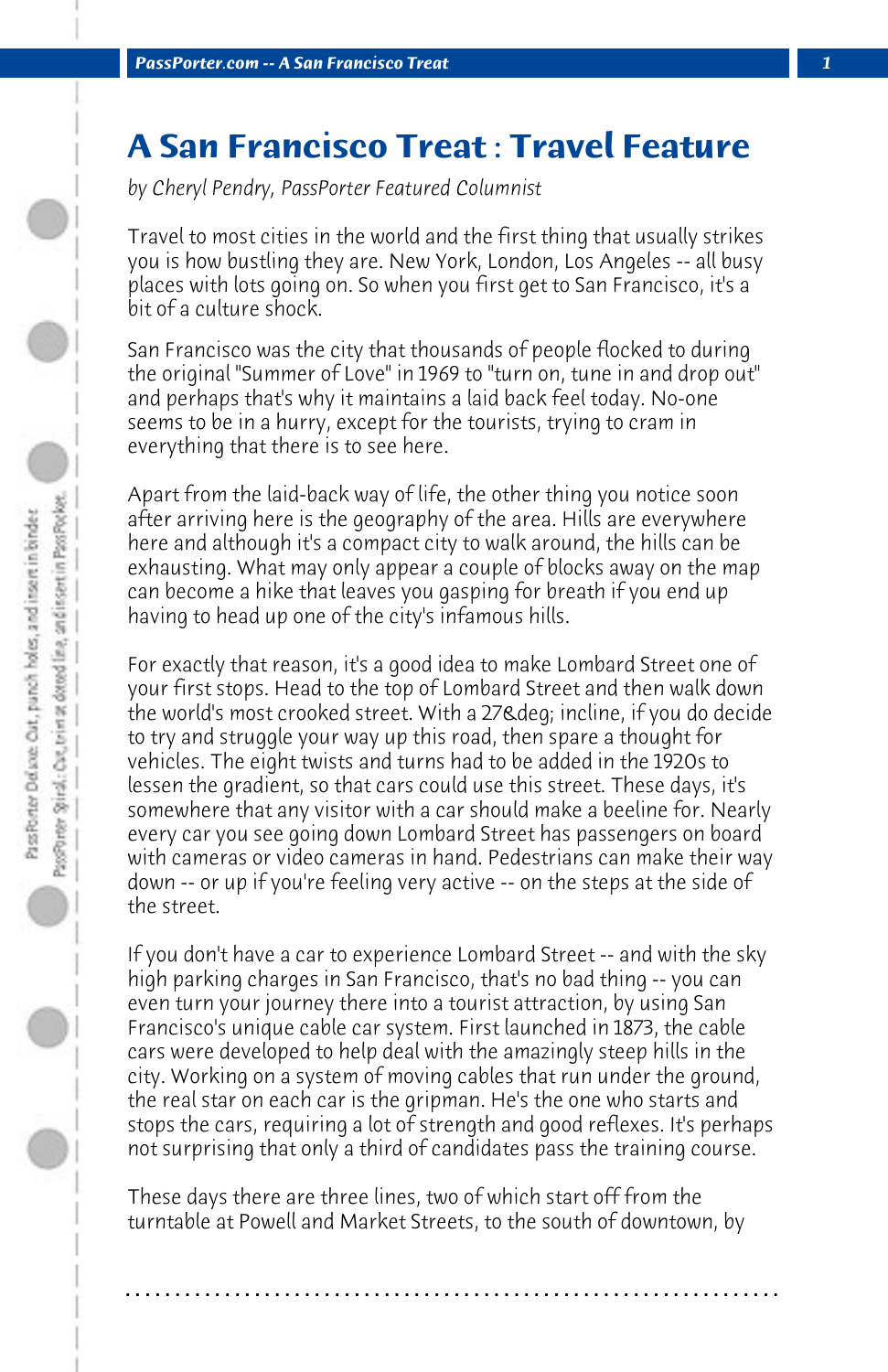# A San Francisco Treat : Travel Feature

*by Cheryl Pendry, PassPorter Featured Columnist*

Travel to most cities in the world and the first thing that usually strikes you is how bustling they are. New York, London, Los Angeles -- all busy places with lots going on. So when you first get to San Francisco, it's a bit of a culture shock.

San Francisco was the city that thousands of people flocked to during the original "Summer of Love" in 1969 to "turn on, tune in and drop out" and perhaps that's why it maintains a laid back feel today. No-one seems to be in a hurry, except for the tourists, trying to cram in everything that there is to see here.

Apart from the laid-back way of life, the other thing you notice soon after arriving here is the geography of the area. Hills are everywhere here and although it's a compact city to walk around, the hills can be exhausting. What may only appear a couple of blocks away on the map can become a hike that leaves you gasping for breath if you end up having to head up one of the city's infamous hills.

For exactly that reason, it's a good idea to make Lombard Street one of your first stops. Head to the top of Lombard Street and then walk down the world's most crooked street. With a 27&deg; incline, if you do decide to try and struggle your way up this road, then spare a thought for vehicles. The eight twists and turns had to be added in the 1920s to lessen the gradient, so that cars could use this street. These days, it's somewhere that any visitor with a car should make a beeline for. Nearly every car you see going down Lombard Street has passengers on board with cameras or video cameras in hand. Pedestrians can make their way down -- or up if you're feeling very active -- on the steps at the side of the street.

If you don't have a car to experience Lombard Street -- and with the sky high parking charges in San Francisco, that's no bad thing -- you can even turn your journey there into a tourist attraction, by using San Francisco's unique cable car system. First launched in 1873, the cable cars were developed to help deal with the amazingly steep hills in the city. Working on a system of moving cables that run under the ground, the real star on each car is the gripman. He's the one who starts and stops the cars, requiring a lot of strength and good reflexes. It's perhaps not surprising that only a third of candidates pass the training course.

These days there are three lines, two of which start off from the turntable at Powell and Market Streets, to the south of downtown, by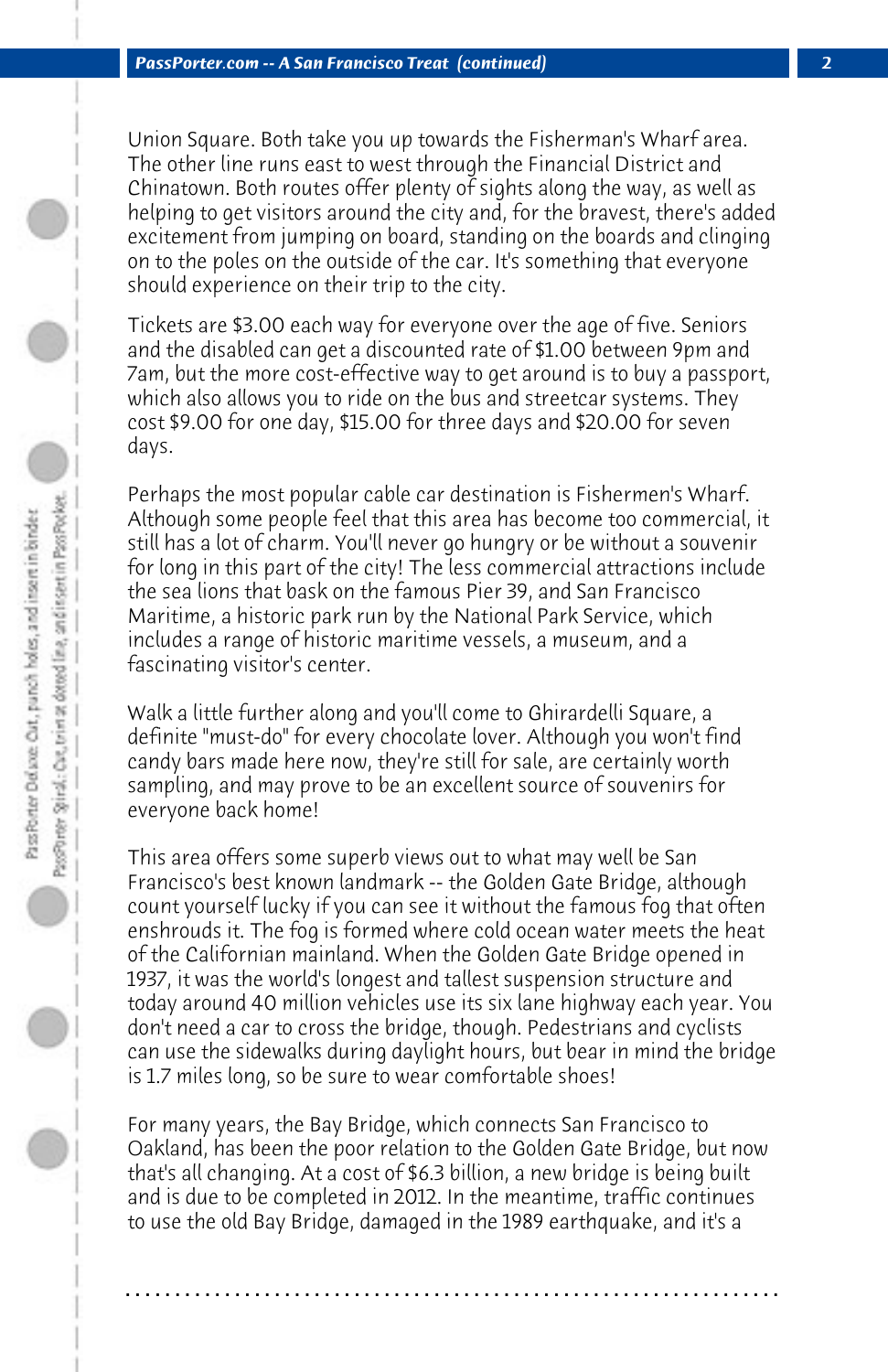Union Square. Both take you up towards the Fisherman's Wharf area. The other line runs east to west through the Financial District and Chinatown. Both routes offer plenty of sights along the way, as well as helping to get visitors around the city and, for the bravest, there's added excitement from jumping on board, standing on the boards and clinging on to the poles on the outside of the car. It's something that everyone should experience on their trip to the city.

Tickets are $3.00 each way for everyone over the age of five. Seniors and the disabled can get a discounted rate of $1.00 between 9pm and 7am, but the more cost-effective way to get around is to buy a passport, which also allows you to ride on the bus and streetcar systems. They cost $9.00 for one day, $15.00 for three days and $20.00 for seven days.

Perhaps the most popular cable car destination is Fishermen's Wharf. Although some people feel that this area has become too commercial, it still has a lot of charm. You'll never go hungry or be without a souvenir for long in this part of the city! The less commercial attractions include the sea lions that bask on the famous Pier 39, and San Francisco Maritime, a historic park run by the National Park Service, which includes a range of historic maritime vessels, a museum, and a fascinating visitor's center.

Walk a little further along and you'll come to Ghirardelli Square, a definite "must-do" for every chocolate lover. Although you won't find candy bars made here now, they're still for sale, are certainly worth sampling, and may prove to be an excellent source of souvenirs for everyone back home!

This area offers some superb views out to what may well be San Francisco's best known landmark -- the Golden Gate Bridge, although count yourself lucky if you can see it without the famous fog that often enshrouds it. The fog is formed where cold ocean water meets the heat of the Californian mainland. When the Golden Gate Bridge opened in 1937, it was the world's longest and tallest suspension structure and today around 40 million vehicles use its six lane highway each year. You don't need a car to cross the bridge, though. Pedestrians and cyclists can use the sidewalks during daylight hours, but bear in mind the bridge is 1.7 miles long, so be sure to wear comfortable shoes!

For many years, the Bay Bridge, which connects San Francisco to Oakland, has been the poor relation to the Golden Gate Bridge, but now that's all changing. At a cost of $6.3 billion, a new bridge is being built and is due to be completed in 2012. In the meantime, traffic continues to use the old Bay Bridge, damaged in the 1989 earthquake, and it's a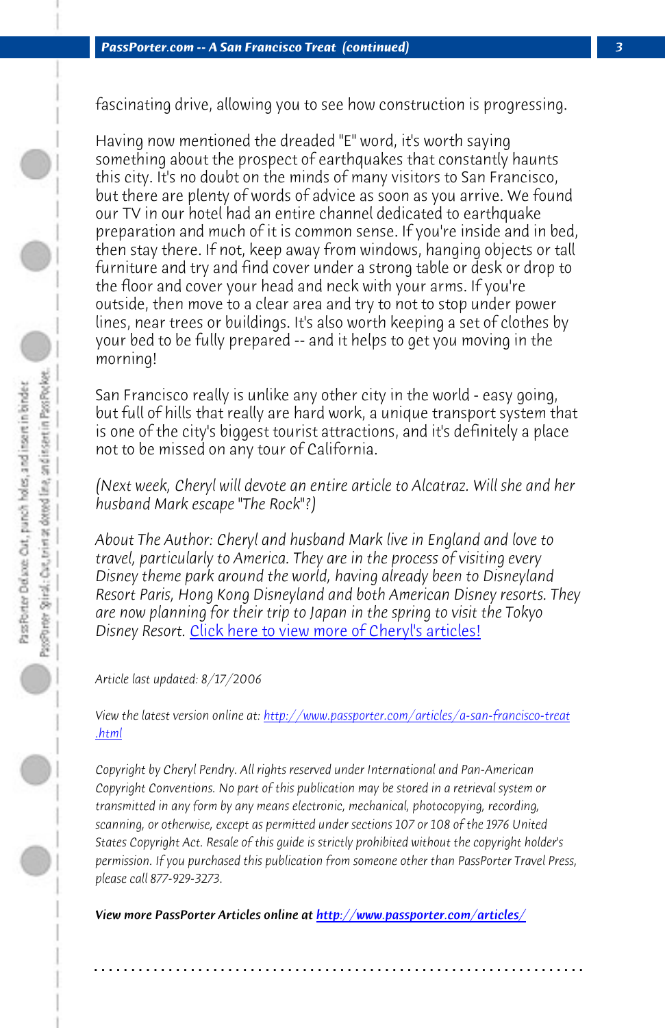fascinating drive, allowing you to see how construction is progressing.

Having now mentioned the dreaded "E" word, it's worth saying something about the prospect of earthquakes that constantly haunts this city. It's no doubt on the minds of many visitors to San Francisco, but there are plenty of words of advice as soon as you arrive. We found our TV in our hotel had an entire channel dedicated to earthquake preparation and much of it is common sense. If you're inside and in bed, then stay there. If not, keep away from windows, hanging objects or tall furniture and try and find cover under a strong table or desk or drop to the floor and cover your head and neck with your arms. If you're outside, then move to a clear area and try to not to stop under power lines, near trees or buildings. It's also worth keeping a set of clothes by your bed to be fully prepared -- and it helps to get you moving in the morning!

San Francisco really is unlike any other city in the world - easy going, but full of hills that really are hard work, a unique transport system that is one of the city's biggest tourist attractions, and it's definitely a place not to be missed on any tour of California.

*(Next week, Cheryl will devote an entire article to Alcatraz. Will she and her husband Mark escape "The Rock"?)*

*About The Author: Cheryl and husband Mark live in England and love to travel, particularly to America. They are in the process of visiting every Disney theme park around the world, having already been to Disneyland Resort Paris, Hong Kong Disneyland and both American Disney resorts. They are now planning for their trip to Japan in the spring to visit the Tokyo Disney Resort.* [Click here to view more of Cheryl's articles!]

*Article last updated: 8/17/2006*

*View the latest version online at: http://www.passporter.com/articles/a-san-francisco-treat.html*

*Copyright by Cheryl Pendry. All rights reserved under International and Pan-American Copyright Conventions. No part of this publication may be stored in a retrieval system or transmitted in any form by any means electronic, mechanical, photocopying, recording, scanning, or otherwise, except as permitted under sections 107 or 108 of the 1976 United States Copyright Act. Resale of this guide is strictly prohibited without the copyright holder's permission. If you purchased this publication from someone other than PassPorter Travel Press, please call 877-929-3273.*

***View more PassPorter Articles online at http://www.passporter.com/articles/***